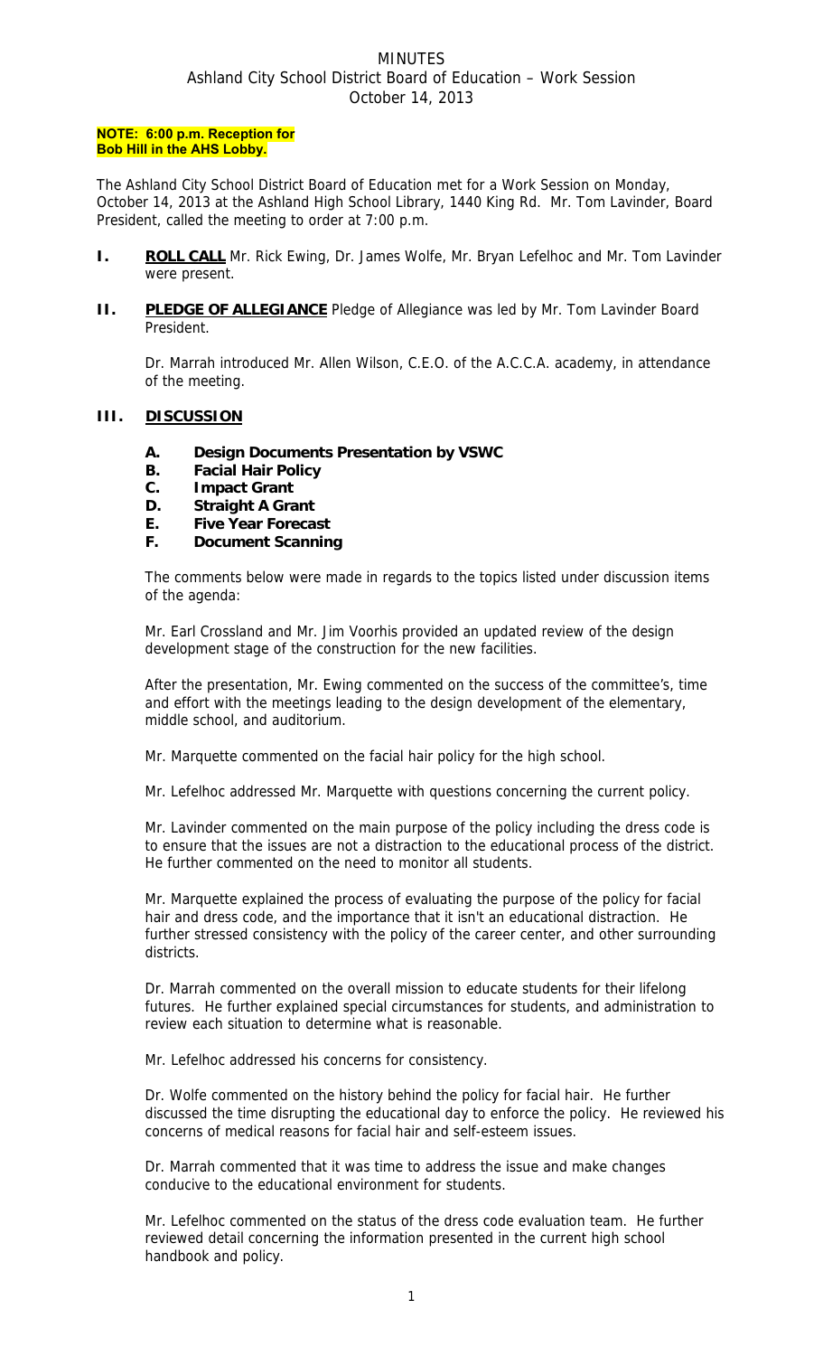# MINUTES

## Ashland City School District Board of Education – Work Session

### October 14, 2013

**NOTE: 6:00 p.m. Reception for Bob Hill in the AHS Lobby.**

The Ashland City School District Board of Education met for a Work Session on Monday, October 14, 2013 at the Ashland High School Library, 1440 King Rd. Mr. Tom Lavinder, Board President, called the meeting to order at 7:00 p.m.

**I. ROLL CALL** Mr. Rick Ewing, Dr. James Wolfe, Mr. Bryan Lefelhoc and Mr. Tom Lavinder were present.

**II. PLEDGE OF ALLEGIANCE** Pledge of Allegiance was led by Mr. Tom Lavinder Board President.

Dr. Marrah introduced Mr. Allen Wilson, C.E.O. of the A.C.C.A. academy, in attendance of the meeting.

**III. DISCUSSION**

- **A. Design Documents Presentation by VSWC**
- **B. Facial Hair Policy**
- **C. Impact Grant**
- **D. Straight A Grant**
- **E. Five Year Forecast**
- **F. Document Scanning**

The comments below were made in regards to the topics listed under discussion items of the agenda:

Mr. Earl Crossland and Mr. Jim Voorhis provided an updated review of the design development stage of the construction for the new facilities.

After the presentation, Mr. Ewing commented on the success of the committee's, time and effort with the meetings leading to the design development of the elementary, middle school, and auditorium.

Mr. Marquette commented on the facial hair policy for the high school.

Mr. Lefelhoc addressed Mr. Marquette with questions concerning the current policy.

Mr. Lavinder commented on the main purpose of the policy including the dress code is to ensure that the issues are not a distraction to the educational process of the district. He further commented on the need to monitor all students.

Mr. Marquette explained the process of evaluating the purpose of the policy for facial hair and dress code, and the importance that it isn't an educational distraction. He further stressed consistency with the policy of the career center, and other surrounding districts.

Dr. Marrah commented on the overall mission to educate students for their lifelong futures. He further explained special circumstances for students, and administration to review each situation to determine what is reasonable.

Mr. Lefelhoc addressed his concerns for consistency.

Dr. Wolfe commented on the history behind the policy for facial hair. He further discussed the time disrupting the educational day to enforce the policy. He reviewed his concerns of medical reasons for facial hair and self-esteem issues.

Dr. Marrah commented that it was time to address the issue and make changes conducive to the educational environment for students.

Mr. Lefelhoc commented on the status of the dress code evaluation team. He further reviewed detail concerning the information presented in the current high school handbook and policy.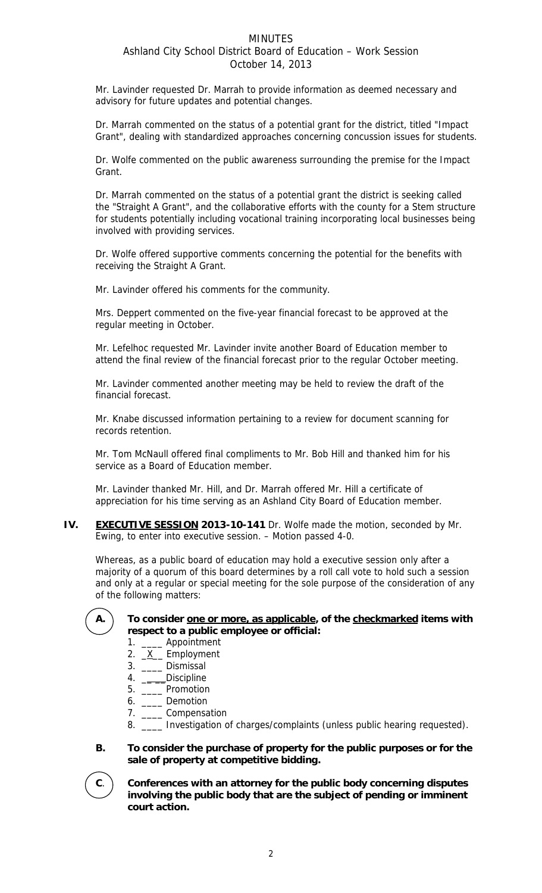Mr. Lavinder requested Dr. Marrah to provide information as deemed necessary and advisory for future updates and potential changes.

Dr. Marrah commented on the status of a potential grant for the district, titled "Impact Grant", dealing with standardized approaches concerning concussion issues for students.

Dr. Wolfe commented on the public awareness surrounding the premise for the Impact Grant.

Dr. Marrah commented on the status of a potential grant the district is seeking called the "Straight A Grant", and the collaborative efforts with the county for a Stem structure for students potentially including vocational training incorporating local businesses being involved with providing services.

Dr. Wolfe offered supportive comments concerning the potential for the benefits with receiving the Straight A Grant.

Mr. Lavinder offered his comments for the community.

Mrs. Deppert commented on the five-year financial forecast to be approved at the regular meeting in October.

Mr. Lefelhoc requested Mr. Lavinder invite another Board of Education member to attend the final review of the financial forecast prior to the regular October meeting.

Mr. Lavinder commented another meeting may be held to review the draft of the financial forecast.

Mr. Knabe discussed information pertaining to a review for document scanning for records retention.

Mr. Tom McNaull offered final compliments to Mr. Bob Hill and thanked him for his service as a Board of Education member.

Mr. Lavinder thanked Mr. Hill, and Dr. Marrah offered Mr. Hill a certificate of appreciation for his time serving as an Ashland City Board of Education member.

**IV. EXECUTIVE SESSION 2013-10-141** Dr. Wolfe made the motion, seconded by Mr. Ewing, to enter into executive session. – Motion passed 4-0.

Whereas, as a public board of education may hold a executive session only after a majority of a quorum of this board determines by a roll call vote to hold such a session and only at a regular or special meeting for the sole purpose of the consideration of any of the following matters:

**(A.) To consider one or more, as applicable, of the checkmarked items with respect to a public employee or official:**

1. ____ Appointment
2. _X__ Employment
3. ____ Dismissal
4. ____Discipline
5. ____ Promotion
6. ____ Demotion
7. ____ Compensation
8. ____ Investigation of charges/complaints (unless public hearing requested).

**B. To consider the purchase of property for the public purposes or for the sale of property at competitive bidding.**

**(C.) Conferences with an attorney for the public body concerning disputes involving the public body that are the subject of pending or imminent court action.**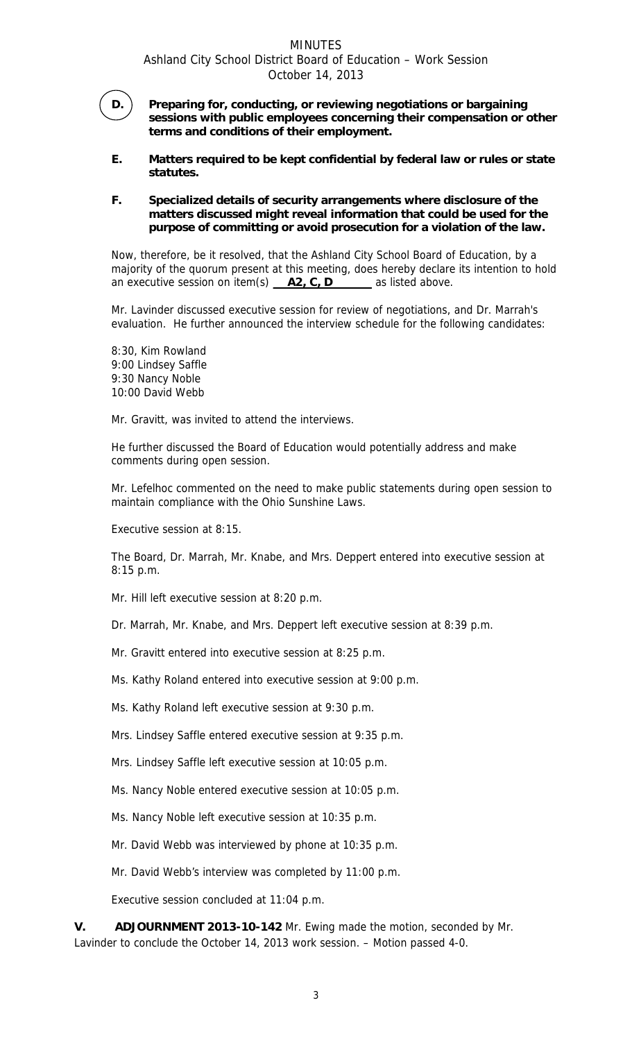MINUTES
Ashland City School District Board of Education – Work Session
October 14, 2013

**D.** **Preparing for, conducting, or reviewing negotiations or bargaining sessions with public employees concerning their compensation or other terms and conditions of their employment.**

**E.** **Matters required to be kept confidential by federal law or rules or state statutes.**

**F.** **Specialized details of security arrangements where disclosure of the matters discussed might reveal information that could be used for the purpose of committing or avoid prosecution for a violation of the law.**

Now, therefore, be it resolved, that the Ashland City School Board of Education, by a majority of the quorum present at this meeting, does hereby declare its intention to hold an executive session on item(s) **A2, C, D** as listed above.

Mr. Lavinder discussed executive session for review of negotiations, and Dr. Marrah's evaluation. He further announced the interview schedule for the following candidates:

8:30, Kim Rowland
9:00 Lindsey Saffle
9:30 Nancy Noble
10:00 David Webb

Mr. Gravitt, was invited to attend the interviews.

He further discussed the Board of Education would potentially address and make comments during open session.

Mr. Lefelhoc commented on the need to make public statements during open session to maintain compliance with the Ohio Sunshine Laws.

Executive session at 8:15.

The Board, Dr. Marrah, Mr. Knabe, and Mrs. Deppert entered into executive session at 8:15 p.m.

Mr. Hill left executive session at 8:20 p.m.

Dr. Marrah, Mr. Knabe, and Mrs. Deppert left executive session at 8:39 p.m.

Mr. Gravitt entered into executive session at 8:25 p.m.

Ms. Kathy Roland entered into executive session at 9:00 p.m.

Ms. Kathy Roland left executive session at 9:30 p.m.

Mrs. Lindsey Saffle entered executive session at 9:35 p.m.

Mrs. Lindsey Saffle left executive session at 10:05 p.m.

Ms. Nancy Noble entered executive session at 10:05 p.m.

Ms. Nancy Noble left executive session at 10:35 p.m.

Mr. David Webb was interviewed by phone at 10:35 p.m.

Mr. David Webb's interview was completed by 11:00 p.m.

Executive session concluded at 11:04 p.m.

**V. ADJOURNMENT 2013-10-142** Mr. Ewing made the motion, seconded by Mr. Lavinder to conclude the October 14, 2013 work session. – Motion passed 4-0.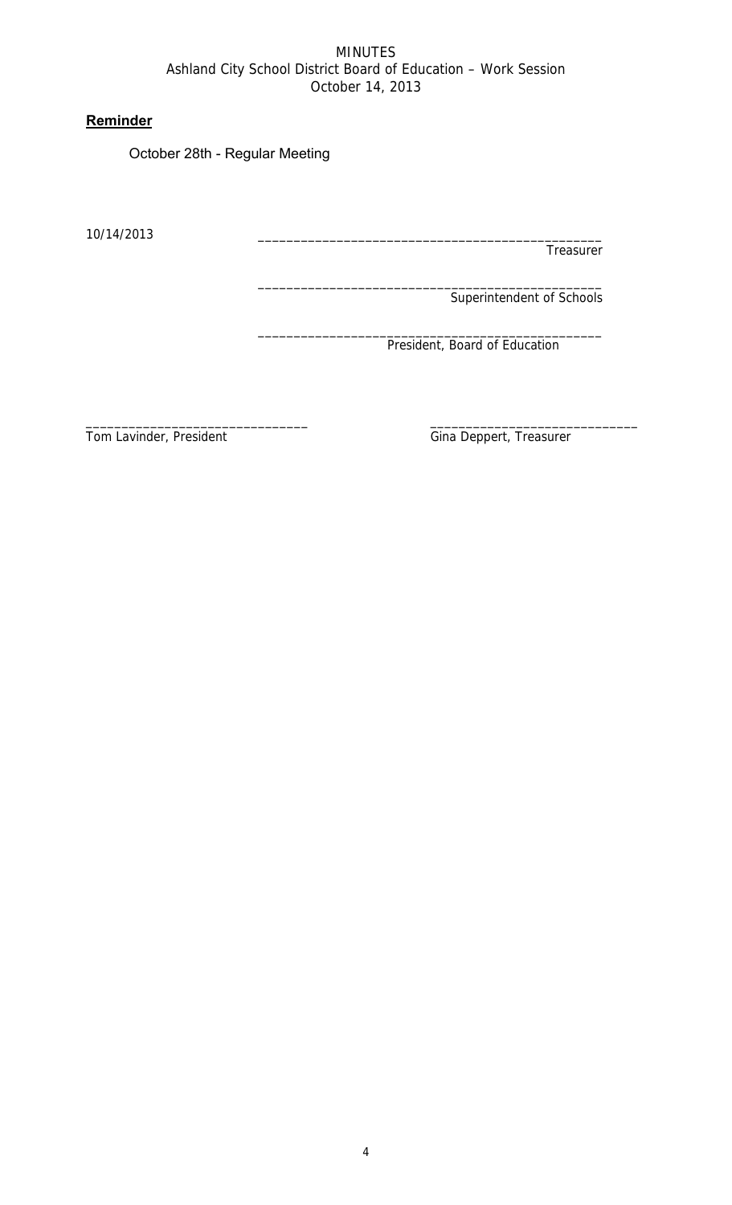MINUTES
Ashland City School District Board of Education – Work Session
October 14, 2013

**Reminder**

October 28th - Regular Meeting

10/14/2013

\_\_\_\_\_\_\_\_\_\_\_\_\_\_\_\_\_\_\_\_\_\_\_\_\_\_\_\_\_\_\_\_\_\_\_\_\_\_\_\_\_\_\_\_\_\_\_\_
Treasurer

\_\_\_\_\_\_\_\_\_\_\_\_\_\_\_\_\_\_\_\_\_\_\_\_\_\_\_\_\_\_\_\_\_\_\_\_\_\_\_\_\_\_\_\_\_\_\_\_
Superintendent of Schools

\_\_\_\_\_\_\_\_\_\_\_\_\_\_\_\_\_\_\_\_\_\_\_\_\_\_\_\_\_\_\_\_\_\_\_\_\_\_\_\_\_\_\_\_\_\_\_\_
President, Board of Education

\_\_\_\_\_\_\_\_\_\_\_\_\_\_\_\_\_\_\_\_\_\_\_\_\_\_\_\_\_\_\_
Tom Lavinder, President

\_\_\_\_\_\_\_\_\_\_\_\_\_\_\_\_\_\_\_\_\_\_\_\_\_\_\_\_\_\_
Gina Deppert, Treasurer